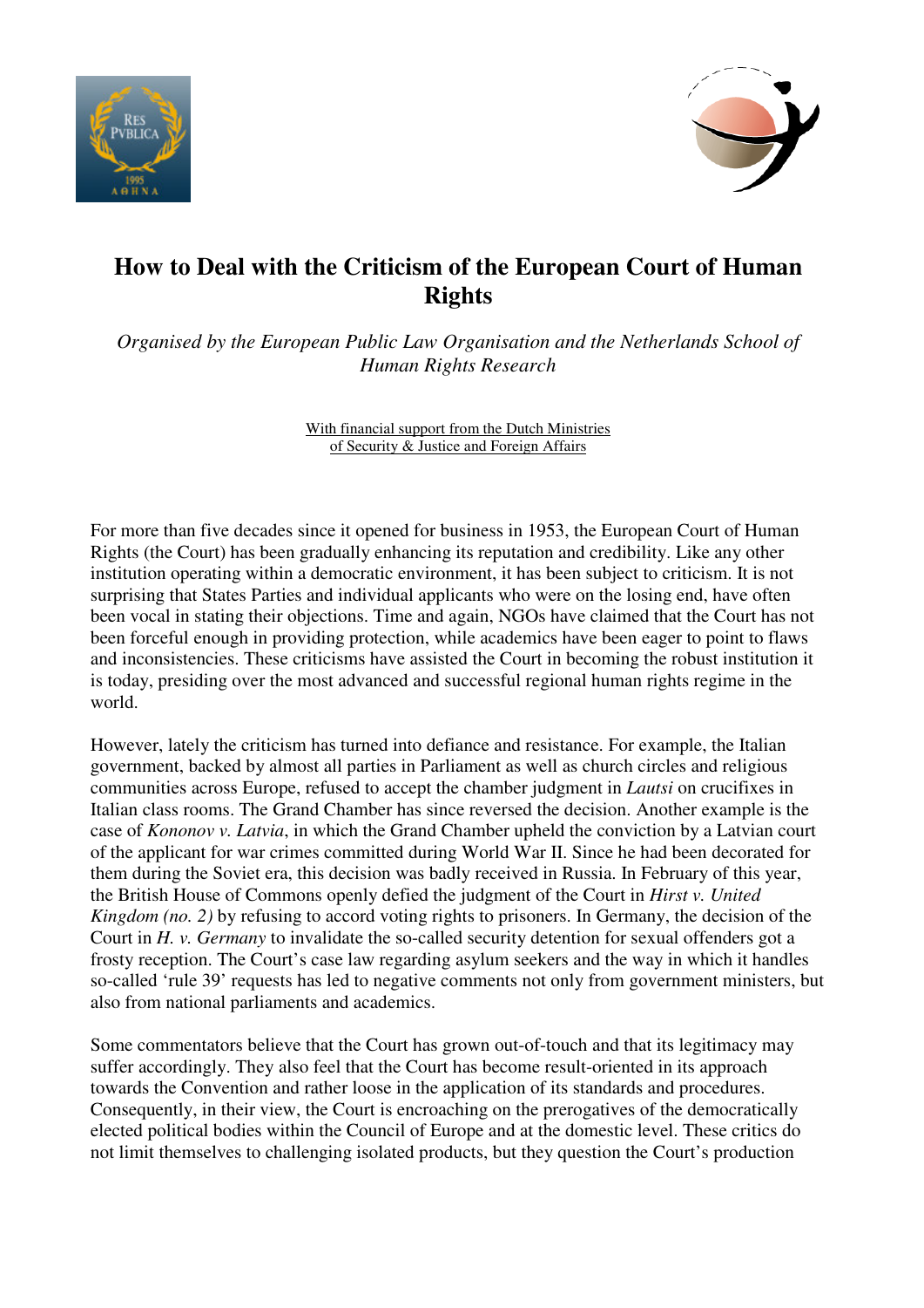# How to Deal with the Criticism of the European Court of Human Rights

*Organised by the European Public Law Organisation and the Netherlands School of Human Rights Research*

With financial support from the Dutch Ministries of Security & Justice and Foreign Affairs

For more than five decades since it opened for business in 1953, the European Court of Human Rights (the Court) has been gradually enhancing its reputation and credibility. Like any other institution operating within a democratic environment, it has been subject to criticism. It is not surprising that States Parties and individual applicants who were on the losing end, have often been vocal in stating their objections. Time and again, NGOs have claimed that the Court has not been forceful enough in providing protection, while academics have been eager to point to flaws and inconsistencies. These criticisms have assisted the Court in becoming the robust institution it is today, presiding over the most advanced and successful regional human rights regime in the world.

However, lately the criticism has turned into defiance and resistance. For example, the Italian government, backed by almost all parties in Parliament as well as church circles and religious communities across Europe, refused to accept the chamber judgment in *Lautsi* on crucifixes in Italian class rooms. The Grand Chamber has since reversed the decision. Another example is the case of *Kononov v. Latvia*, in which the Grand Chamber upheld the conviction by a Latvian court of the applicant for war crimes committed during World War II. Since he had been decorated for them during the Soviet era, this decision was badly received in Russia. In February of this year, the British House of Commons openly defied the judgment of the Court in *Hirst v. United Kingdom (no. 2)* by refusing to accord voting rights to prisoners. In Germany, the decision of the Court in *H. v. Germany* to invalidate the so-called security detention for sexual offenders got a frosty reception. The Court's case law regarding asylum seekers and the way in which it handles so-called 'rule 39' requests has led to negative comments not only from government ministers, but also from national parliaments and academics.

Some commentators believe that the Court has grown out-of-touch and that its legitimacy may suffer accordingly. They also feel that the Court has become result-oriented in its approach towards the Convention and rather loose in the application of its standards and procedures. Consequently, in their view, the Court is encroaching on the prerogatives of the democratically elected political bodies within the Council of Europe and at the domestic level. These critics do not limit themselves to challenging isolated products, but they question the Court's production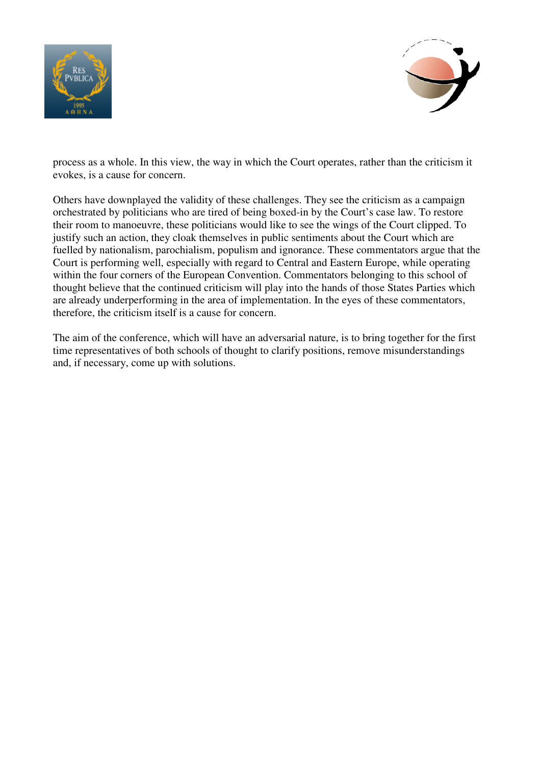process as a whole. In this view, the way in which the Court operates, rather than the criticism it evokes, is a cause for concern.

Others have downplayed the validity of these challenges. They see the criticism as a campaign orchestrated by politicians who are tired of being boxed-in by the Court's case law. To restore their room to manoeuvre, these politicians would like to see the wings of the Court clipped. To justify such an action, they cloak themselves in public sentiments about the Court which are fuelled by nationalism, parochialism, populism and ignorance. These commentators argue that the Court is performing well, especially with regard to Central and Eastern Europe, while operating within the four corners of the European Convention. Commentators belonging to this school of thought believe that the continued criticism will play into the hands of those States Parties which are already underperforming in the area of implementation. In the eyes of these commentators, therefore, the criticism itself is a cause for concern.

The aim of the conference, which will have an adversarial nature, is to bring together for the first time representatives of both schools of thought to clarify positions, remove misunderstandings and, if necessary, come up with solutions.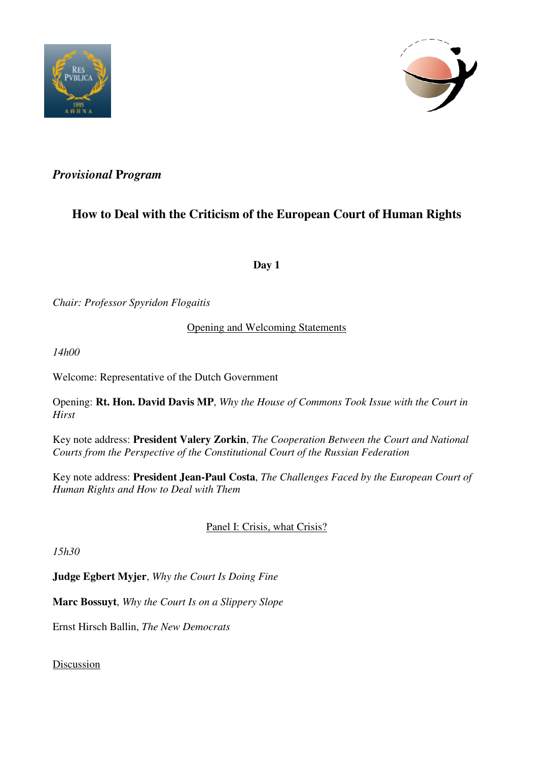***Provisional* Program**

## How to Deal with the Criticism of the European Court of Human Rights

**Day 1**

*Chair: Professor Spyridon Flogaitis*

Opening and Welcoming Statements

*14h00*

Welcome: Representative of the Dutch Government

Opening: **Rt. Hon. David Davis MP**, *Why the House of Commons Took Issue with the Court in Hirst*

Key note address: **President Valery Zorkin**, *The Cooperation Between the Court and National Courts from the Perspective of the Constitutional Court of the Russian Federation*

Key note address: **President Jean-Paul Costa**, *The Challenges Faced by the European Court of Human Rights and How to Deal with Them*

Panel I: Crisis, what Crisis?

*15h30*

**Judge Egbert Myjer**, *Why the Court Is Doing Fine*

**Marc Bossuyt**, *Why the Court Is on a Slippery Slope*

Ernst Hirsch Ballin, *The New Democrats*

Discussion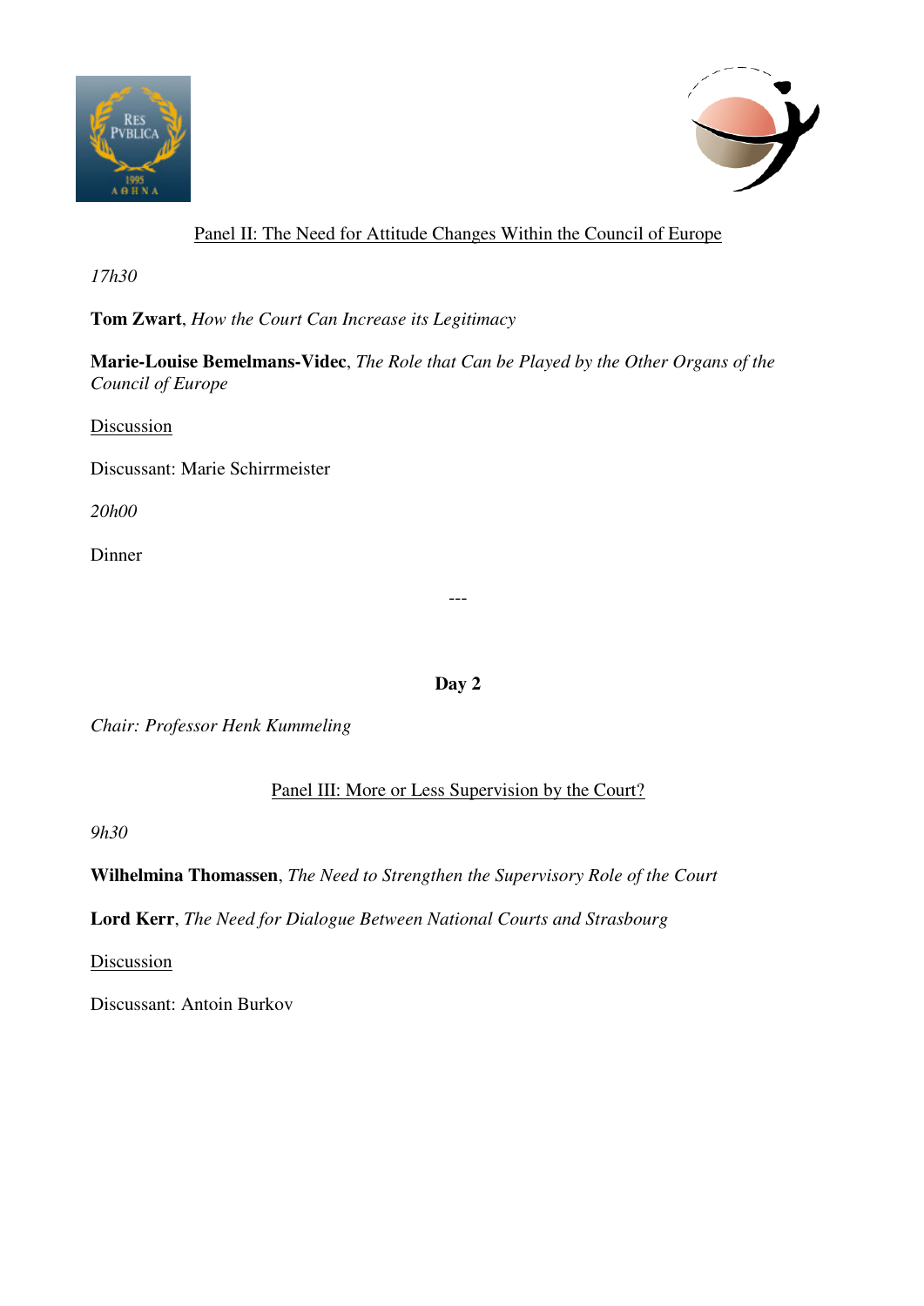Panel II: The Need for Attitude Changes Within the Council of Europe

*17h30*

**Tom Zwart**, *How the Court Can Increase its Legitimacy*

**Marie-Louise Bemelmans-Videc**, *The Role that Can be Played by the Other Organs of the Council of Europe*

Discussion

Discussant: Marie Schirrmeister

*20h00*

Dinner

---

**Day 2**

*Chair: Professor Henk Kummeling*

Panel III: More or Less Supervision by the Court?

*9h30*

**Wilhelmina Thomassen**, *The Need to Strengthen the Supervisory Role of the Court*

**Lord Kerr**, *The Need for Dialogue Between National Courts and Strasbourg*

Discussion

Discussant: Antoin Burkov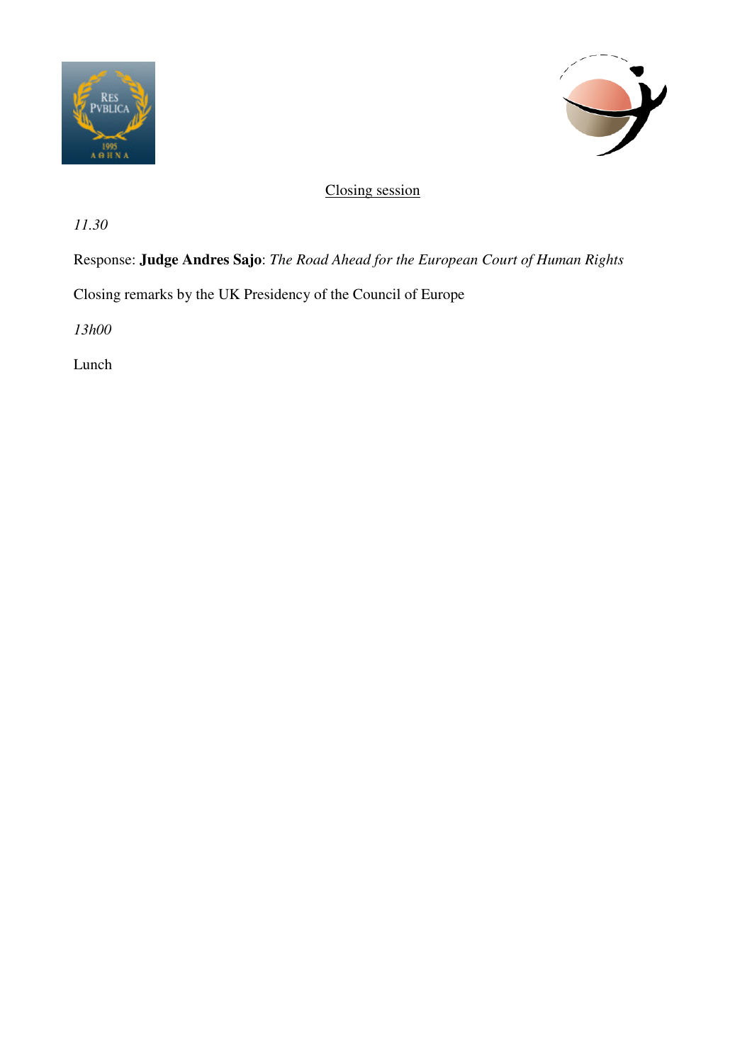Closing session

*11.30*

Response: **Judge Andres Sajo**: *The Road Ahead for the European Court of Human Rights*

Closing remarks by the UK Presidency of the Council of Europe

*13h00*

Lunch